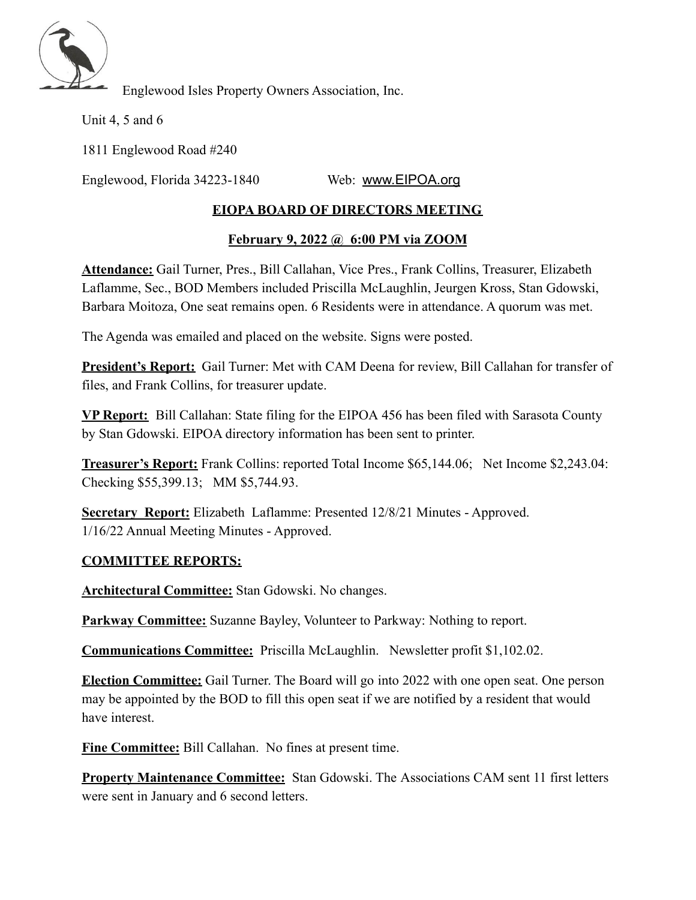Englewood Isles Property Owners Association, Inc.

Unit 4, 5 and 6

1811 Englewood Road #240

Englewood, Florida 34223-1840 Web: www.EIPOA.org

## EIOPA BOARD OF DIRECTORS MEETING

### February 9, 2022 @ 6:00 PM via ZOOM

**Attendance:** Gail Turner, Pres., Bill Callahan, Vice Pres., Frank Collins, Treasurer, Elizabeth Laflamme, Sec., BOD Members included Priscilla McLaughlin, Jeurgen Kross, Stan Gdowski, Barbara Moitoza, One seat remains open. 6 Residents were in attendance. A quorum was met.

The Agenda was emailed and placed on the website. Signs were posted.

**President's Report:** Gail Turner: Met with CAM Deena for review, Bill Callahan for transfer of files, and Frank Collins, for treasurer update.

**VP Report:** Bill Callahan: State filing for the EIPOA 456 has been filed with Sarasota County by Stan Gdowski. EIPOA directory information has been sent to printer.

**Treasurer's Report:** Frank Collins: reported Total Income $65,144.06; Net Income $2,243.04: Checking $55,399.13; MM $5,744.93.

**Secretary Report:** Elizabeth Laflamme: Presented 12/8/21 Minutes - Approved. 1/16/22 Annual Meeting Minutes - Approved.

### COMMITTEE REPORTS:

**Architectural Committee:** Stan Gdowski. No changes.

**Parkway Committee:** Suzanne Bayley, Volunteer to Parkway: Nothing to report.

**Communications Committee:** Priscilla McLaughlin. Newsletter profit $1,102.02.

**Election Committee:** Gail Turner. The Board will go into 2022 with one open seat. One person may be appointed by the BOD to fill this open seat if we are notified by a resident that would have interest.

**Fine Committee:** Bill Callahan. No fines at present time.

**Property Maintenance Committee:** Stan Gdowski. The Associations CAM sent 11 first letters were sent in January and 6 second letters.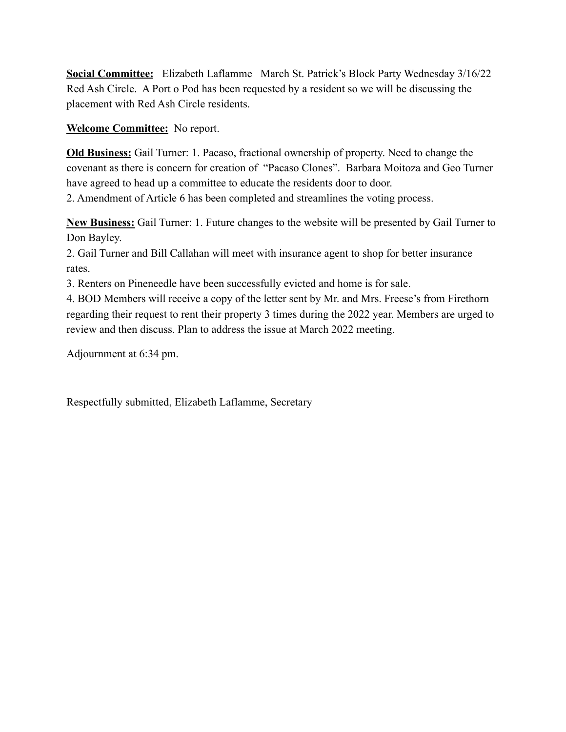**Social Committee:** Elizabeth Laflamme March St. Patrick's Block Party Wednesday 3/16/22 Red Ash Circle. A Port o Pod has been requested by a resident so we will be discussing the placement with Red Ash Circle residents.

**Welcome Committee:** No report.

**Old Business:** Gail Turner: 1. Pacaso, fractional ownership of property. Need to change the covenant as there is concern for creation of "Pacaso Clones". Barbara Moitoza and Geo Turner have agreed to head up a committee to educate the residents door to door.
2. Amendment of Article 6 has been completed and streamlines the voting process.

**New Business:** Gail Turner: 1. Future changes to the website will be presented by Gail Turner to Don Bayley.
2. Gail Turner and Bill Callahan will meet with insurance agent to shop for better insurance rates.
3. Renters on Pineneedle have been successfully evicted and home is for sale.
4. BOD Members will receive a copy of the letter sent by Mr. and Mrs. Freese's from Firethorn regarding their request to rent their property 3 times during the 2022 year. Members are urged to review and then discuss. Plan to address the issue at March 2022 meeting.

Adjournment at 6:34 pm.

Respectfully submitted, Elizabeth Laflamme, Secretary